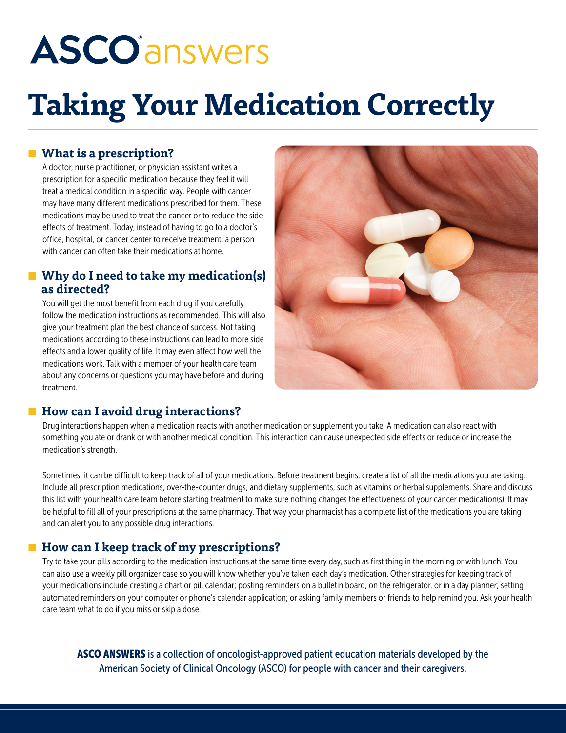# ASCO answers

# Taking Your Medication Correctly

## What is a prescription?

A doctor, nurse practitioner, or physician assistant writes a prescription for a specific medication because they feel it will treat a medical condition in a specific way. People with cancer may have many different medications prescribed for them. These medications may be used to treat the cancer or to reduce the side effects of treatment. Today, instead of having to go to a doctor's office, hospital, or cancer center to receive treatment, a person with cancer can often take their medications at home.

## Why do I need to take my medication(s) as directed?

You will get the most benefit from each drug if you carefully follow the medication instructions as recommended. This will also give your treatment plan the best chance of success. Not taking medications according to these instructions can lead to more side effects and a lower quality of life. It may even affect how well the medications work. Talk with a member of your health care team about any concerns or questions you may have before and during treatment.

## How can I avoid drug interactions?

Drug interactions happen when a medication reacts with another medication or supplement you take. A medication can also react with something you ate or drank or with another medical condition. This interaction can cause unexpected side effects or reduce or increase the medication's strength.

Sometimes, it can be difficult to keep track of all of your medications. Before treatment begins, create a list of all the medications you are taking. Include all prescription medications, over-the-counter drugs, and dietary supplements, such as vitamins or herbal supplements. Share and discuss this list with your health care team before starting treatment to make sure nothing changes the effectiveness of your cancer medication(s). It may be helpful to fill all of your prescriptions at the same pharmacy. That way your pharmacist has a complete list of the medications you are taking and can alert you to any possible drug interactions.

## How can I keep track of my prescriptions?

Try to take your pills according to the medication instructions at the same time every day, such as first thing in the morning or with lunch. You can also use a weekly pill organizer case so you will know whether you've taken each day's medication. Other strategies for keeping track of your medications include creating a chart or pill calendar; posting reminders on a bulletin board, on the refrigerator, or in a day planner; setting automated reminders on your computer or phone's calendar application; or asking family members or friends to help remind you. Ask your health care team what to do if you miss or skip a dose.

**ASCO ANSWERS** is a collection of oncologist-approved patient education materials developed by the American Society of Clinical Oncology (ASCO) for people with cancer and their caregivers.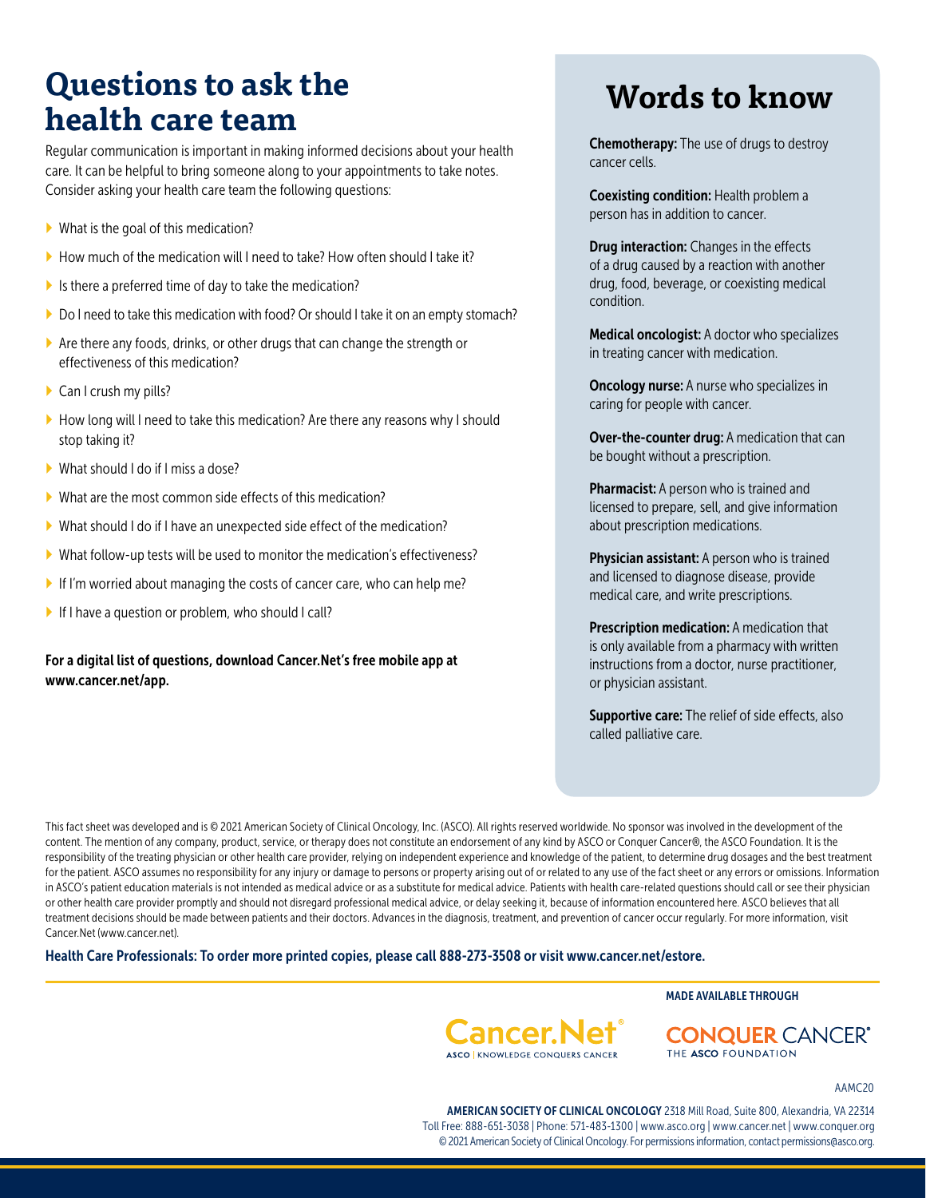## Questions to ask the health care team

Regular communication is important in making informed decisions about your health care. It can be helpful to bring someone along to your appointments to take notes. Consider asking your health care team the following questions:

- What is the goal of this medication?
- How much of the medication will I need to take? How often should I take it?
- Is there a preferred time of day to take the medication?
- Do I need to take this medication with food? Or should I take it on an empty stomach?
- Are there any foods, drinks, or other drugs that can change the strength or effectiveness of this medication?
- Can I crush my pills?
- How long will I need to take this medication? Are there any reasons why I should stop taking it?
- What should I do if I miss a dose?
- What are the most common side effects of this medication?
- What should I do if I have an unexpected side effect of the medication?
- What follow-up tests will be used to monitor the medication's effectiveness?
- If I'm worried about managing the costs of cancer care, who can help me?
- If I have a question or problem, who should I call?

**For a digital list of questions, download Cancer.Net's free mobile app at www.cancer.net/app.**

## Words to know

**Chemotherapy:** The use of drugs to destroy cancer cells.

**Coexisting condition:** Health problem a person has in addition to cancer.

**Drug interaction:** Changes in the effects of a drug caused by a reaction with another drug, food, beverage, or coexisting medical condition.

**Medical oncologist:** A doctor who specializes in treating cancer with medication.

**Oncology nurse:** A nurse who specializes in caring for people with cancer.

**Over-the-counter drug:** A medication that can be bought without a prescription.

**Pharmacist:** A person who is trained and licensed to prepare, sell, and give information about prescription medications.

**Physician assistant:** A person who is trained and licensed to diagnose disease, provide medical care, and write prescriptions.

**Prescription medication:** A medication that is only available from a pharmacy with written instructions from a doctor, nurse practitioner, or physician assistant.

**Supportive care:** The relief of side effects, also called palliative care.

This fact sheet was developed and is © 2021 American Society of Clinical Oncology, Inc. (ASCO). All rights reserved worldwide. No sponsor was involved in the development of the content. The mention of any company, product, service, or therapy does not constitute an endorsement of any kind by ASCO or Conquer Cancer®, the ASCO Foundation. It is the responsibility of the treating physician or other health care provider, relying on independent experience and knowledge of the patient, to determine drug dosages and the best treatment for the patient. ASCO assumes no responsibility for any injury or damage to persons or property arising out of or related to any use of the fact sheet or any errors or omissions. Information in ASCO's patient education materials is not intended as medical advice or as a substitute for medical advice. Patients with health care-related questions should call or see their physician or other health care provider promptly and should not disregard professional medical advice, or delay seeking it, because of information encountered here. ASCO believes that all treatment decisions should be made between patients and their doctors. Advances in the diagnosis, treatment, and prevention of cancer occur regularly. For more information, visit Cancer.Net (www.cancer.net).

**Health Care Professionals: To order more printed copies, please call 888-273-3508 or visit www.cancer.net/estore.**

MADE AVAILABLE THROUGH

Cancer.Net® ASCO | KNOWLEDGE CONQUERS CANCER

CONQUER CANCER® THE ASCO FOUNDATION

AAMC20

**AMERICAN SOCIETY OF CLINICAL ONCOLOGY** 2318 Mill Road, Suite 800, Alexandria, VA 22314
Toll Free: 888-651-3038 | Phone: 571-483-1300 | www.asco.org | www.cancer.net | www.conquer.org
© 2021 American Society of Clinical Oncology. For permissions information, contact permissions@asco.org.